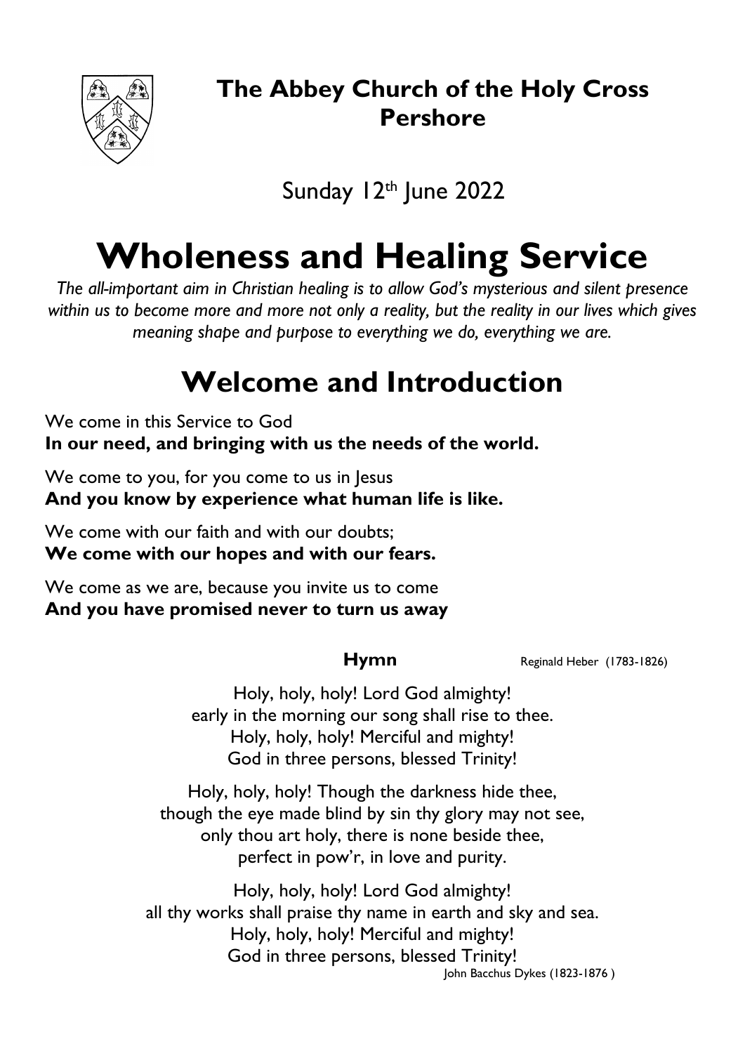## The Abbey Church of the Holy Cross Pershore

Sunday 12th June 2022

# Wholeness and Healing Service

*The all-important aim in Christian healing is to allow God's mysterious and silent presence within us to become more and more not only a reality, but the reality in our lives which gives meaning shape and purpose to everything we do, everything we are.*

## Welcome and Introduction

We come in this Service to God
**In our need, and bringing with us the needs of the world.**

We come to you, for you come to us in Jesus
**And you know by experience what human life is like.**

We come with our faith and with our doubts;
**We come with our hopes and with our fears.**

We come as we are, because you invite us to come
**And you have promised never to turn us away**

**Hymn** Reginald Heber (1783-1826)

Holy, holy, holy! Lord God almighty!
early in the morning our song shall rise to thee.
Holy, holy, holy! Merciful and mighty!
God in three persons, blessed Trinity!

Holy, holy, holy! Though the darkness hide thee,
though the eye made blind by sin thy glory may not see,
only thou art holy, there is none beside thee,
perfect in pow'r, in love and purity.

Holy, holy, holy! Lord God almighty!
all thy works shall praise thy name in earth and sky and sea.
Holy, holy, holy! Merciful and mighty!
God in three persons, blessed Trinity!

John Bacchus Dykes (1823-1876 )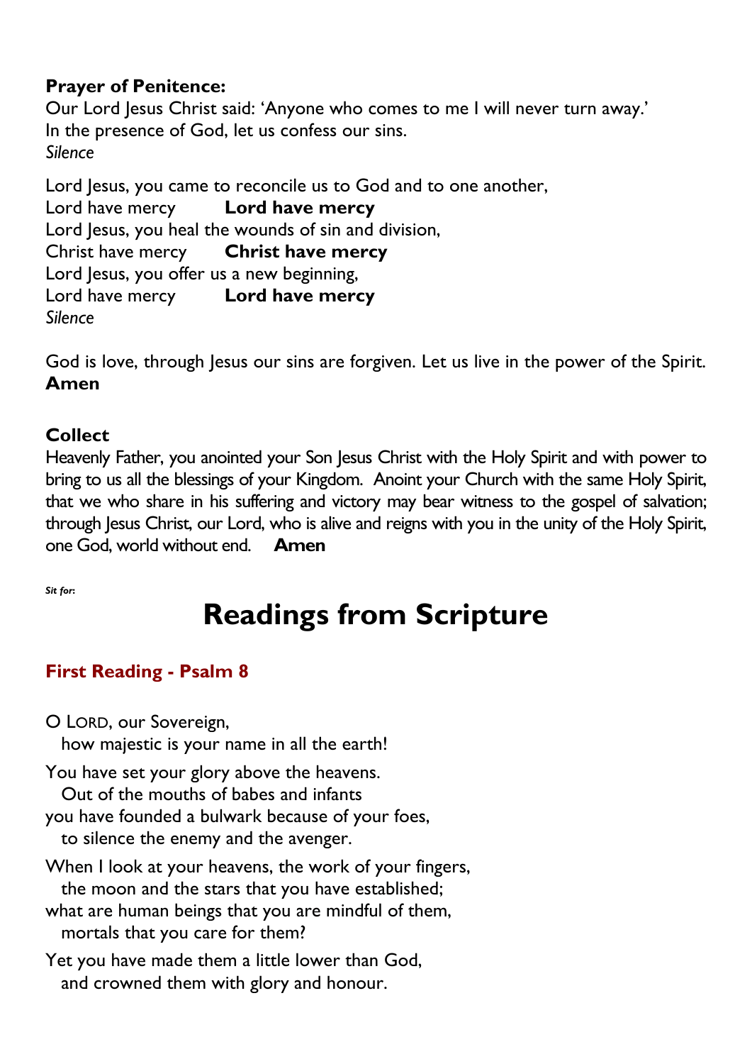**Prayer of Penitence:**

Our Lord Jesus Christ said: 'Anyone who comes to me I will never turn away.'
In the presence of God, let us confess our sins.
*Silence*

Lord Jesus, you came to reconcile us to God and to one another,
Lord have mercy **Lord have mercy**
Lord Jesus, you heal the wounds of sin and division,
Christ have mercy **Christ have mercy**
Lord Jesus, you offer us a new beginning,
Lord have mercy **Lord have mercy**
*Silence*

God is love, through Jesus our sins are forgiven. Let us live in the power of the Spirit.
**Amen**

**Collect**

Heavenly Father, you anointed your Son Jesus Christ with the Holy Spirit and with power to bring to us all the blessings of your Kingdom. Anoint your Church with the same Holy Spirit, that we who share in his suffering and victory may bear witness to the gospel of salvation; through Jesus Christ, our Lord, who is alive and reigns with you in the unity of the Holy Spirit, one God, world without end. **Amen**

***Sit for:***

# Readings from Scripture

## First Reading - Psalm 8

O LORD, our Sovereign,
how majestic is your name in all the earth!

You have set your glory above the heavens.
Out of the mouths of babes and infants
you have founded a bulwark because of your foes,
to silence the enemy and the avenger.

When I look at your heavens, the work of your fingers,
the moon and the stars that you have established;
what are human beings that you are mindful of them,
mortals that you care for them?

Yet you have made them a little lower than God,
and crowned them with glory and honour.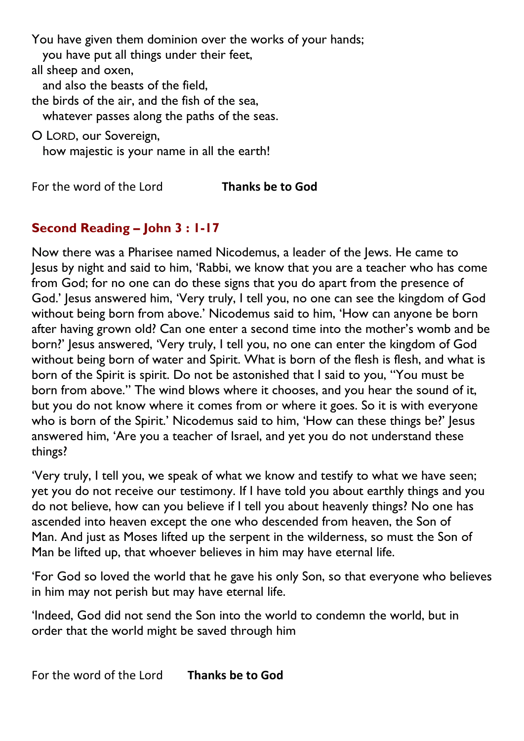You have given them dominion over the works of your hands;
  you have put all things under their feet,
all sheep and oxen,
  and also the beasts of the field,
the birds of the air, and the fish of the sea,
  whatever passes along the paths of the seas.

O LORD, our Sovereign,
  how majestic is your name in all the earth!

For the word of the Lord **Thanks be to God**

## Second Reading – John 3 : 1-17

Now there was a Pharisee named Nicodemus, a leader of the Jews. He came to Jesus by night and said to him, 'Rabbi, we know that you are a teacher who has come from God; for no one can do these signs that you do apart from the presence of God.' Jesus answered him, 'Very truly, I tell you, no one can see the kingdom of God without being born from above.' Nicodemus said to him, 'How can anyone be born after having grown old? Can one enter a second time into the mother's womb and be born?' Jesus answered, 'Very truly, I tell you, no one can enter the kingdom of God without being born of water and Spirit. What is born of the flesh is flesh, and what is born of the Spirit is spirit. Do not be astonished that I said to you, "You must be born from above." The wind blows where it chooses, and you hear the sound of it, but you do not know where it comes from or where it goes. So it is with everyone who is born of the Spirit.' Nicodemus said to him, 'How can these things be?' Jesus answered him, 'Are you a teacher of Israel, and yet you do not understand these things?

'Very truly, I tell you, we speak of what we know and testify to what we have seen; yet you do not receive our testimony. If I have told you about earthly things and you do not believe, how can you believe if I tell you about heavenly things? No one has ascended into heaven except the one who descended from heaven, the Son of Man. And just as Moses lifted up the serpent in the wilderness, so must the Son of Man be lifted up, that whoever believes in him may have eternal life.

'For God so loved the world that he gave his only Son, so that everyone who believes in him may not perish but may have eternal life.

'Indeed, God did not send the Son into the world to condemn the world, but in order that the world might be saved through him

For the word of the Lord **Thanks be to God**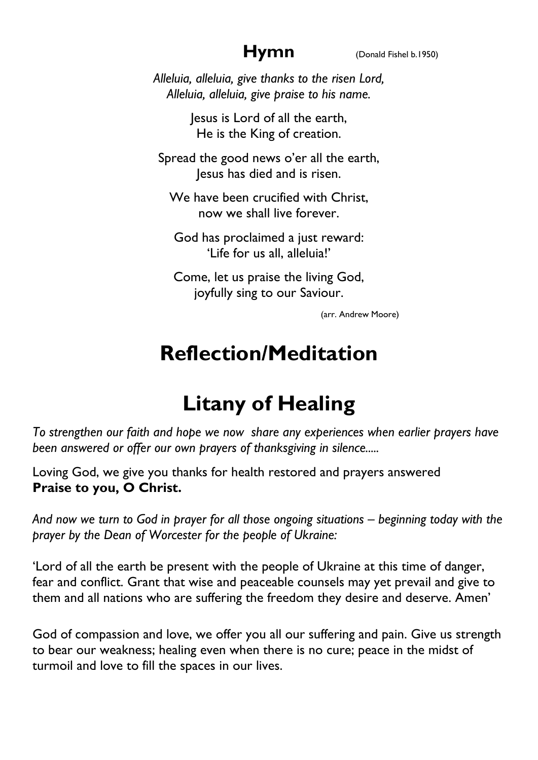## Hymn

(Donald Fishel b.1950)

*Alleluia, alleluia, give thanks to the risen Lord,*
*Alleluia, alleluia, give praise to his name.*

Jesus is Lord of all the earth,
He is the King of creation.

Spread the good news o'er all the earth,
Jesus has died and is risen.

We have been crucified with Christ,
now we shall live forever.

God has proclaimed a just reward:
'Life for us all, alleluia!'

Come, let us praise the living God,
joyfully sing to our Saviour.

(arr. Andrew Moore)

# Reflection/Meditation

# Litany of Healing

*To strengthen our faith and hope we now share any experiences when earlier prayers have been answered or offer our own prayers of thanksgiving in silence.....*

Loving God, we give you thanks for health restored and prayers answered
**Praise to you, O Christ.**

*And now we turn to God in prayer for all those ongoing situations – beginning today with the prayer by the Dean of Worcester for the people of Ukraine:*

'Lord of all the earth be present with the people of Ukraine at this time of danger, fear and conflict. Grant that wise and peaceable counsels may yet prevail and give to them and all nations who are suffering the freedom they desire and deserve. Amen'

God of compassion and love, we offer you all our suffering and pain. Give us strength to bear our weakness; healing even when there is no cure; peace in the midst of turmoil and love to fill the spaces in our lives.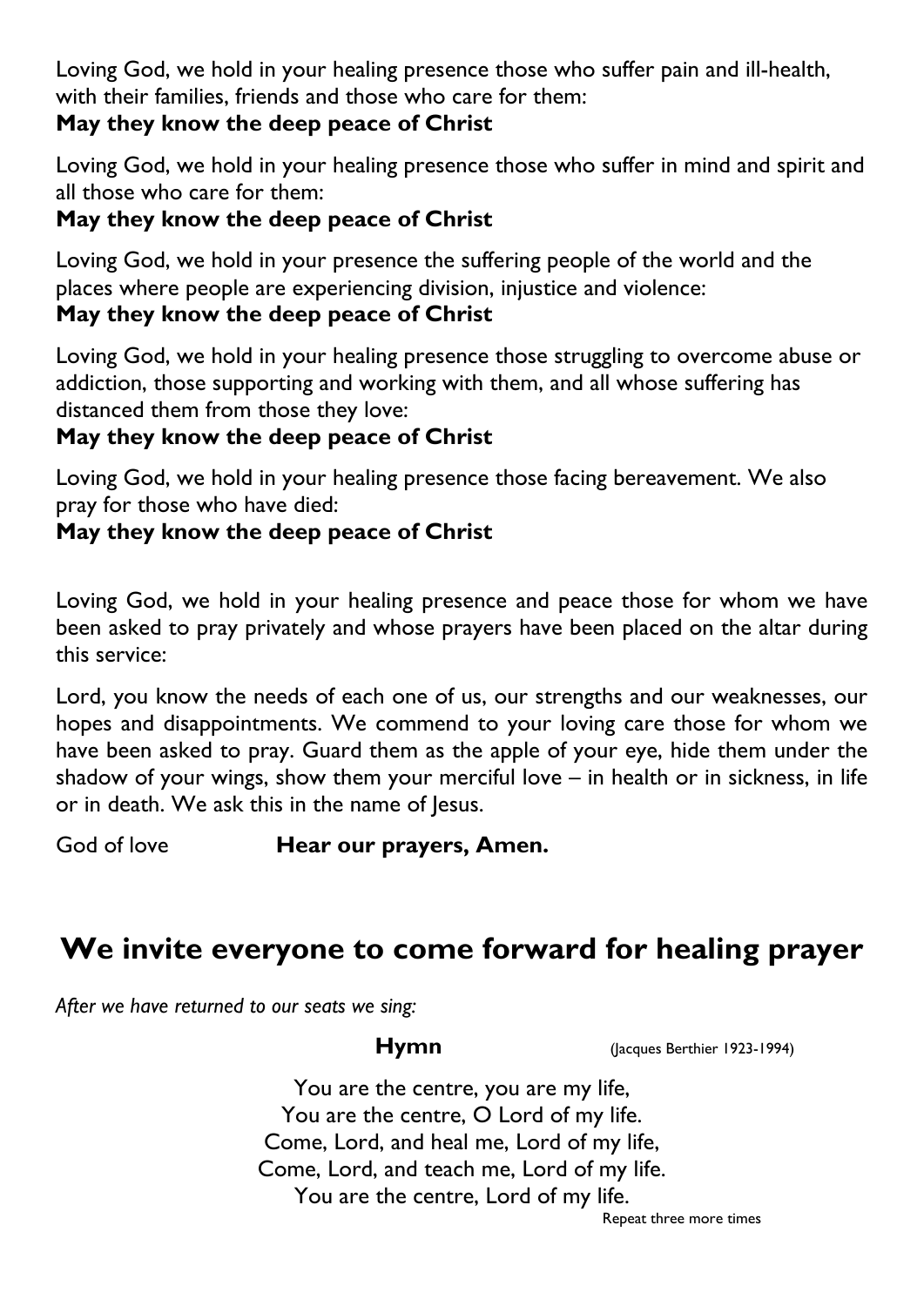Loving God, we hold in your healing presence those who suffer pain and ill-health, with their families, friends and those who care for them:
**May they know the deep peace of Christ**

Loving God, we hold in your healing presence those who suffer in mind and spirit and all those who care for them:
**May they know the deep peace of Christ**

Loving God, we hold in your presence the suffering people of the world and the places where people are experiencing division, injustice and violence:
**May they know the deep peace of Christ**

Loving God, we hold in your healing presence those struggling to overcome abuse or addiction, those supporting and working with them, and all whose suffering has distanced them from those they love:
**May they know the deep peace of Christ**

Loving God, we hold in your healing presence those facing bereavement. We also pray for those who have died:
**May they know the deep peace of Christ**

Loving God, we hold in your healing presence and peace those for whom we have been asked to pray privately and whose prayers have been placed on the altar during this service:

Lord, you know the needs of each one of us, our strengths and our weaknesses, our hopes and disappointments. We commend to your loving care those for whom we have been asked to pray. Guard them as the apple of your eye, hide them under the shadow of your wings, show them your merciful love – in health or in sickness, in life or in death. We ask this in the name of Jesus.

God of love **Hear our prayers, Amen.**

## We invite everyone to come forward for healing prayer

*After we have returned to our seats we sing:*

**Hymn** (Jacques Berthier 1923-1994)

You are the centre, you are my life,
You are the centre, O Lord of my life.
Come, Lord, and heal me, Lord of my life,
Come, Lord, and teach me, Lord of my life.
You are the centre, Lord of my life.

Repeat three more times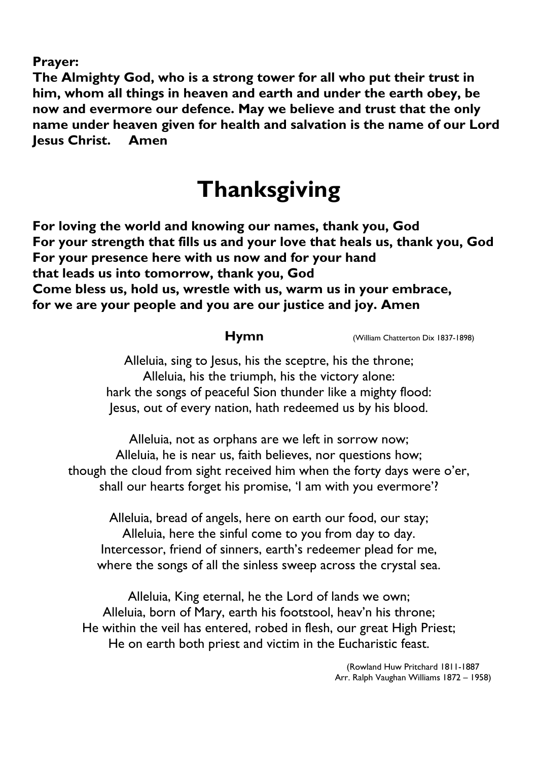**Prayer:**
**The Almighty God, who is a strong tower for all who put their trust in him, whom all things in heaven and earth and under the earth obey, be now and evermore our defence. May we believe and trust that the only name under heaven given for health and salvation is the name of our Lord Jesus Christ. Amen**

# Thanksgiving

**For loving the world and knowing our names, thank you, God**
**For your strength that fills us and your love that heals us, thank you, God**
**For your presence here with us now and for your hand**
**that leads us into tomorrow, thank you, God**
**Come bless us, hold us, wrestle with us, warm us in your embrace,**
**for we are your people and you are our justice and joy. Amen**

**Hymn** (William Chatterton Dix 1837-1898)

Alleluia, sing to Jesus, his the sceptre, his the throne;
Alleluia, his the triumph, his the victory alone:
hark the songs of peaceful Sion thunder like a mighty flood:
Jesus, out of every nation, hath redeemed us by his blood.

Alleluia, not as orphans are we left in sorrow now;
Alleluia, he is near us, faith believes, nor questions how;
though the cloud from sight received him when the forty days were o'er,
shall our hearts forget his promise, 'I am with you evermore'?

Alleluia, bread of angels, here on earth our food, our stay;
Alleluia, here the sinful come to you from day to day.
Intercessor, friend of sinners, earth's redeemer plead for me,
where the songs of all the sinless sweep across the crystal sea.

Alleluia, King eternal, he the Lord of lands we own;
Alleluia, born of Mary, earth his footstool, heav'n his throne;
He within the veil has entered, robed in flesh, our great High Priest;
He on earth both priest and victim in the Eucharistic feast.

(Rowland Huw Pritchard 1811-1887
Arr. Ralph Vaughan Williams 1872 – 1958)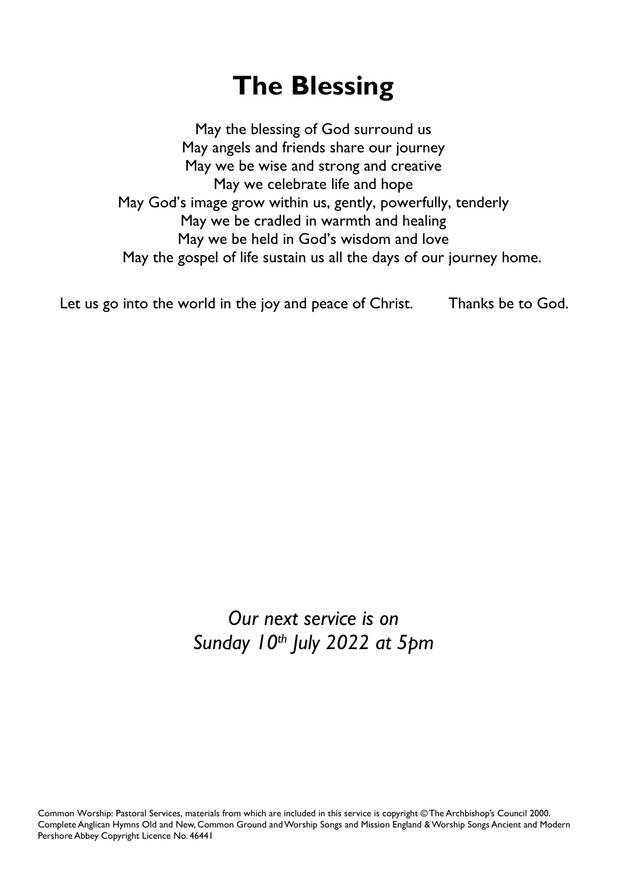# The Blessing

May the blessing of God surround us
May angels and friends share our journey
May we be wise and strong and creative
May we celebrate life and hope
May God's image grow within us, gently, powerfully, tenderly
May we be cradled in warmth and healing
May we be held in God's wisdom and love
May the gospel of life sustain us all the days of our journey home.

Let us go into the world in the joy and peace of Christ. **Thanks be to God.**

*Our next service is on*
*Sunday 10th July 2022 at 5pm*

Common Worship: Pastoral Services, materials from which are included in this service is copyright © The Archbishop's Council 2000.
Complete Anglican Hymns Old and New, Common Ground and Worship Songs and Mission England & Worship Songs Ancient and Modern
Pershore Abbey Copyright Licence No. 46441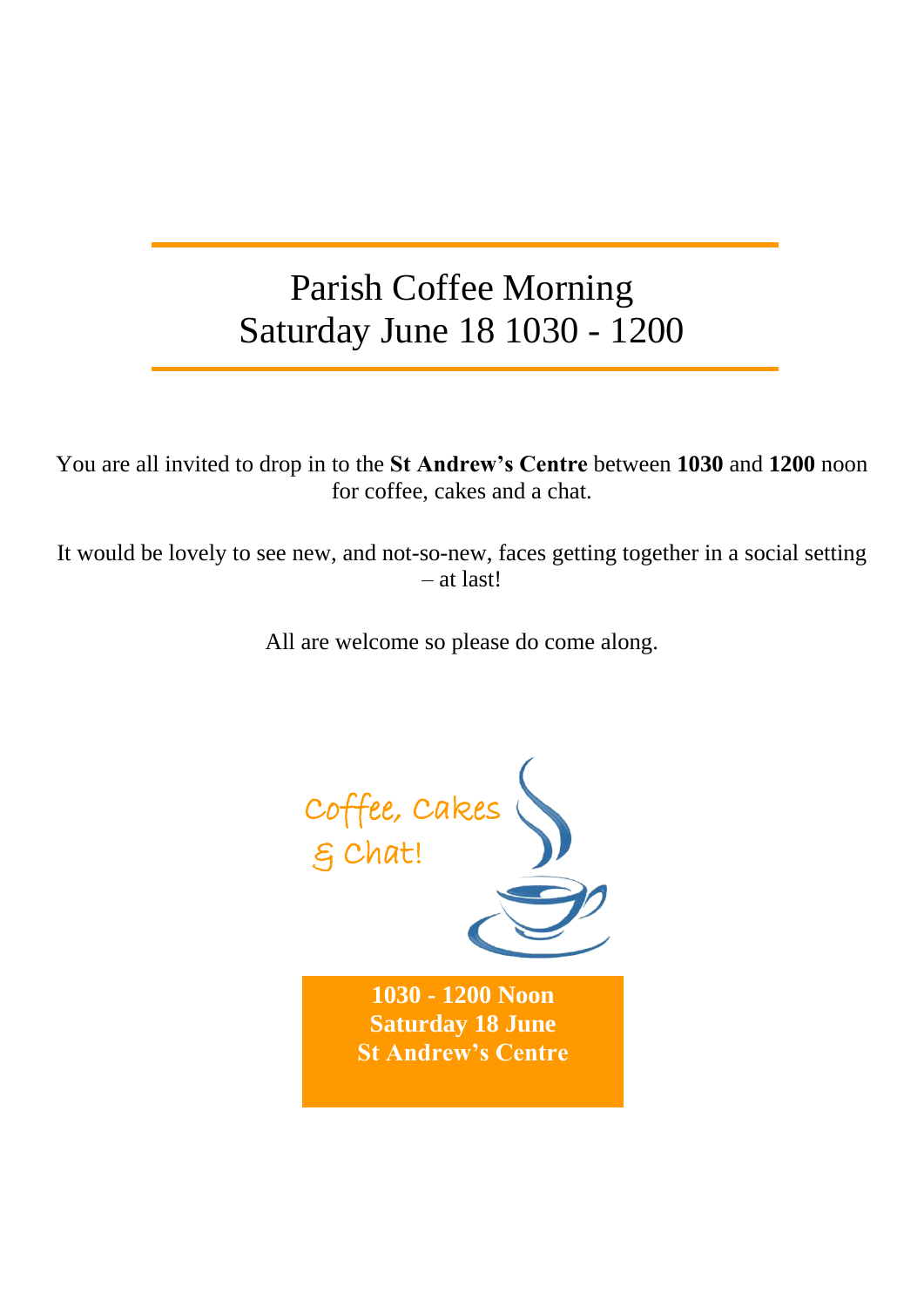# Parish Coffee Morning
# Saturday June 18 1030 - 1200

You are all invited to drop in to the **St Andrew's Centre** between **1030** and **1200** noon for coffee, cakes and a chat.

It would be lovely to see new, and not-so-new, faces getting together in a social setting – at last!

All are welcome so please do come along.

Coffee, Cakes & Chat!

**1030 - 1200 Noon**
**Saturday 18 June**
**St Andrew's Centre**